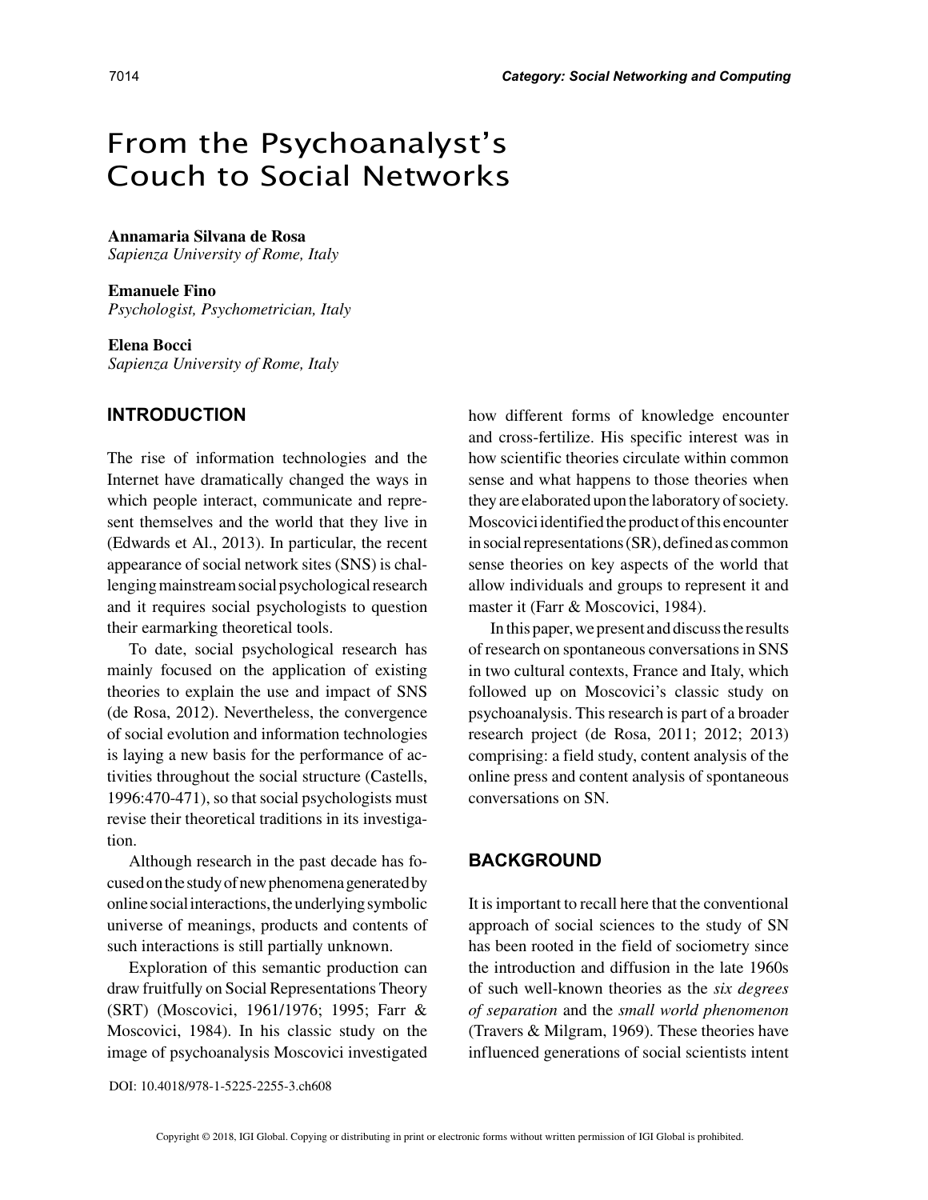# From the Psychoanalyst's Couch to Social Networks

**Annamaria Silvana de Rosa**
*Sapienza University of Rome, Italy*

**Emanuele Fino**
*Psychologist, Psychometrician, Italy*

**Elena Bocci**
*Sapienza University of Rome, Italy*

## INTRODUCTION

The rise of information technologies and the Internet have dramatically changed the ways in which people interact, communicate and represent themselves and the world that they live in (Edwards et Al., 2013). In particular, the recent appearance of social network sites (SNS) is challenging mainstream social psychological research and it requires social psychologists to question their earmarking theoretical tools.

To date, social psychological research has mainly focused on the application of existing theories to explain the use and impact of SNS (de Rosa, 2012). Nevertheless, the convergence of social evolution and information technologies is laying a new basis for the performance of activities throughout the social structure (Castells, 1996:470-471), so that social psychologists must revise their theoretical traditions in its investigation.

Although research in the past decade has focused on the study of new phenomena generated by online social interactions, the underlying symbolic universe of meanings, products and contents of such interactions is still partially unknown.

Exploration of this semantic production can draw fruitfully on Social Representations Theory (SRT) (Moscovici, 1961/1976; 1995; Farr & Moscovici, 1984). In his classic study on the image of psychoanalysis Moscovici investigated how different forms of knowledge encounter and cross-fertilize. His specific interest was in how scientific theories circulate within common sense and what happens to those theories when they are elaborated upon the laboratory of society. Moscovici identified the product of this encounter in social representations (SR), defined as common sense theories on key aspects of the world that allow individuals and groups to represent it and master it (Farr & Moscovici, 1984).

In this paper, we present and discuss the results of research on spontaneous conversations in SNS in two cultural contexts, France and Italy, which followed up on Moscovici's classic study on psychoanalysis. This research is part of a broader research project (de Rosa, 2011; 2012; 2013) comprising: a field study, content analysis of the online press and content analysis of spontaneous conversations on SN.

## BACKGROUND

It is important to recall here that the conventional approach of social sciences to the study of SN has been rooted in the field of sociometry since the introduction and diffusion in the late 1960s of such well-known theories as the *six degrees of separation* and the *small world phenomenon* (Travers & Milgram, 1969). These theories have influenced generations of social scientists intent

DOI: 10.4018/978-1-5225-2255-3.ch608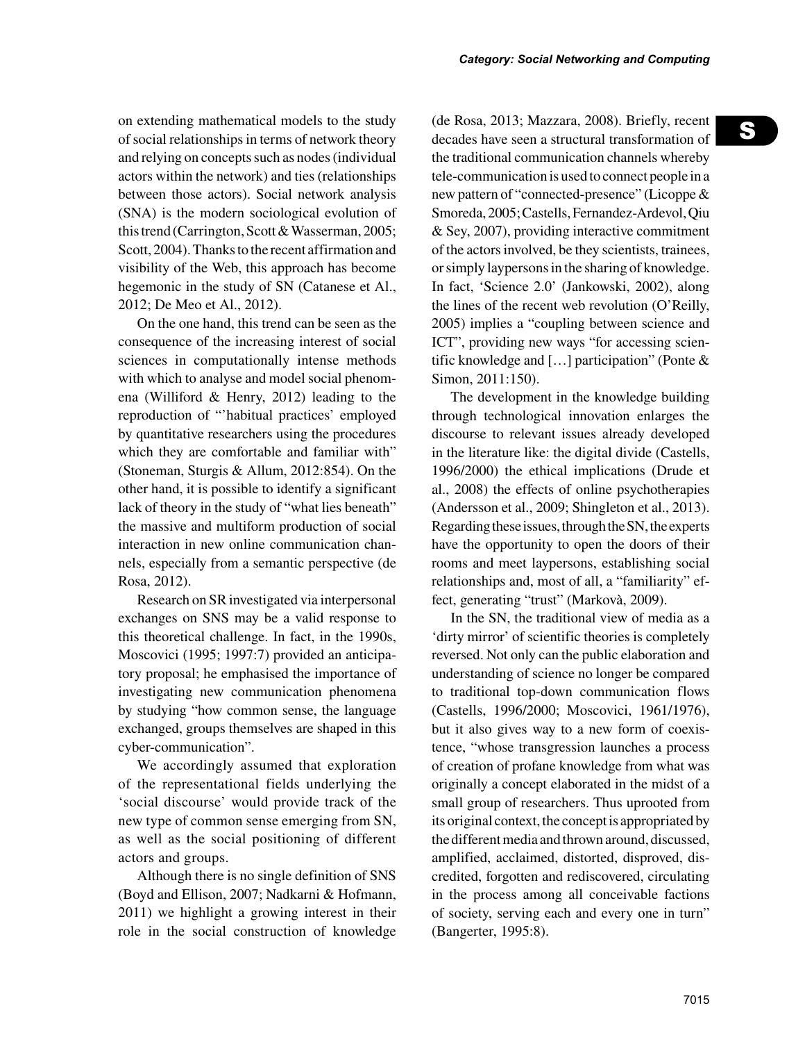on extending mathematical models to the study of social relationships in terms of network theory and relying on concepts such as nodes (individual actors within the network) and ties (relationships between those actors). Social network analysis (SNA) is the modern sociological evolution of this trend (Carrington, Scott & Wasserman, 2005; Scott, 2004). Thanks to the recent affirmation and visibility of the Web, this approach has become hegemonic in the study of SN (Catanese et Al., 2012; De Meo et Al., 2012).

On the one hand, this trend can be seen as the consequence of the increasing interest of social sciences in computationally intense methods with which to analyse and model social phenomena (Williford & Henry, 2012) leading to the reproduction of "'habitual practices' employed by quantitative researchers using the procedures which they are comfortable and familiar with" (Stoneman, Sturgis & Allum, 2012:854). On the other hand, it is possible to identify a significant lack of theory in the study of "what lies beneath" the massive and multiform production of social interaction in new online communication channels, especially from a semantic perspective (de Rosa, 2012).

Research on SR investigated via interpersonal exchanges on SNS may be a valid response to this theoretical challenge. In fact, in the 1990s, Moscovici (1995; 1997:7) provided an anticipatory proposal; he emphasised the importance of investigating new communication phenomena by studying "how common sense, the language exchanged, groups themselves are shaped in this cyber-communication".

We accordingly assumed that exploration of the representational fields underlying the 'social discourse' would provide track of the new type of common sense emerging from SN, as well as the social positioning of different actors and groups.

Although there is no single definition of SNS (Boyd and Ellison, 2007; Nadkarni & Hofmann, 2011) we highlight a growing interest in their role in the social construction of knowledge (de Rosa, 2013; Mazzara, 2008). Briefly, recent decades have seen a structural transformation of the traditional communication channels whereby tele-communication is used to connect people in a new pattern of "connected-presence" (Licoppe & Smoreda, 2005; Castells, Fernandez-Ardevol, Qiu & Sey, 2007), providing interactive commitment of the actors involved, be they scientists, trainees, or simply laypersons in the sharing of knowledge. In fact, 'Science 2.0' (Jankowski, 2002), along the lines of the recent web revolution (O'Reilly, 2005) implies a "coupling between science and ICT", providing new ways "for accessing scientific knowledge and […] participation" (Ponte & Simon, 2011:150).

The development in the knowledge building through technological innovation enlarges the discourse to relevant issues already developed in the literature like: the digital divide (Castells, 1996/2000) the ethical implications (Drude et al., 2008) the effects of online psychotherapies (Andersson et al., 2009; Shingleton et al., 2013). Regarding these issues, through the SN, the experts have the opportunity to open the doors of their rooms and meet laypersons, establishing social relationships and, most of all, a "familiarity" effect, generating "trust" (Markovà, 2009).

In the SN, the traditional view of media as a 'dirty mirror' of scientific theories is completely reversed. Not only can the public elaboration and understanding of science no longer be compared to traditional top-down communication flows (Castells, 1996/2000; Moscovici, 1961/1976), but it also gives way to a new form of coexistence, "whose transgression launches a process of creation of profane knowledge from what was originally a concept elaborated in the midst of a small group of researchers. Thus uprooted from its original context, the concept is appropriated by the different media and thrown around, discussed, amplified, acclaimed, distorted, disproved, discredited, forgotten and rediscovered, circulating in the process among all conceivable factions of society, serving each and every one in turn" (Bangerter, 1995:8).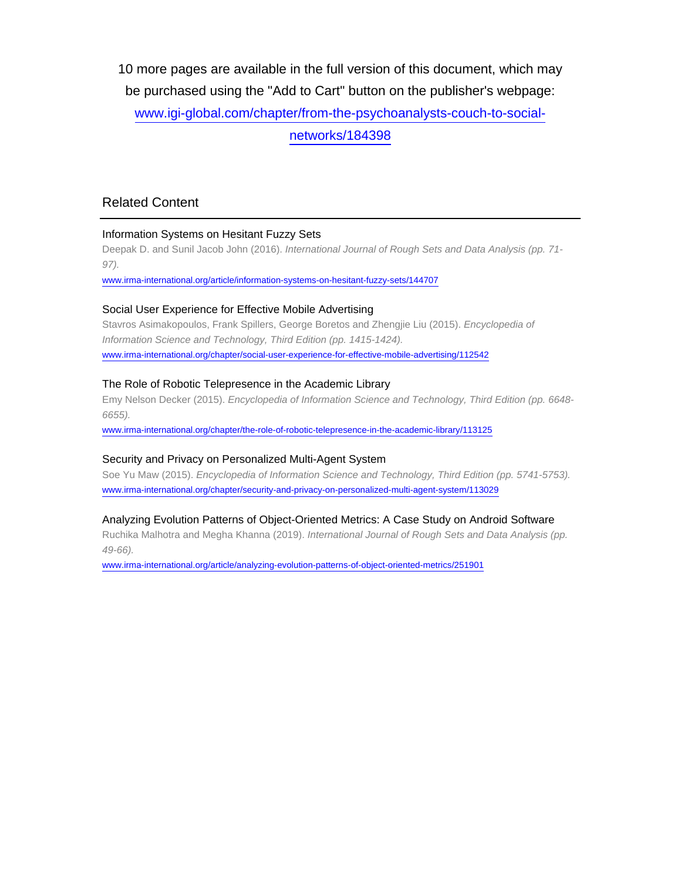10 more pages are available in the full version of this document, which may be purchased using the "Add to Cart" button on the publisher's webpage: www.igi-global.com/chapter/from-the-psychoanalysts-couch-to-social-networks/184398

## Related Content

### Information Systems on Hesitant Fuzzy Sets

Deepak D. and Sunil Jacob John (2016). *International Journal of Rough Sets and Data Analysis (pp. 71-97).*

www.irma-international.org/article/information-systems-on-hesitant-fuzzy-sets/144707

### Social User Experience for Effective Mobile Advertising

Stavros Asimakopoulos, Frank Spillers, George Boretos and Zhengjie Liu (2015). *Encyclopedia of Information Science and Technology, Third Edition (pp. 1415-1424).*

www.irma-international.org/chapter/social-user-experience-for-effective-mobile-advertising/112542

### The Role of Robotic Telepresence in the Academic Library

Emy Nelson Decker (2015). *Encyclopedia of Information Science and Technology, Third Edition (pp. 6648-6655).*

www.irma-international.org/chapter/the-role-of-robotic-telepresence-in-the-academic-library/113125

### Security and Privacy on Personalized Multi-Agent System

Soe Yu Maw (2015). *Encyclopedia of Information Science and Technology, Third Edition (pp. 5741-5753).*

www.irma-international.org/chapter/security-and-privacy-on-personalized-multi-agent-system/113029

### Analyzing Evolution Patterns of Object-Oriented Metrics: A Case Study on Android Software

Ruchika Malhotra and Megha Khanna (2019). *International Journal of Rough Sets and Data Analysis (pp. 49-66).*

www.irma-international.org/article/analyzing-evolution-patterns-of-object-oriented-metrics/251901